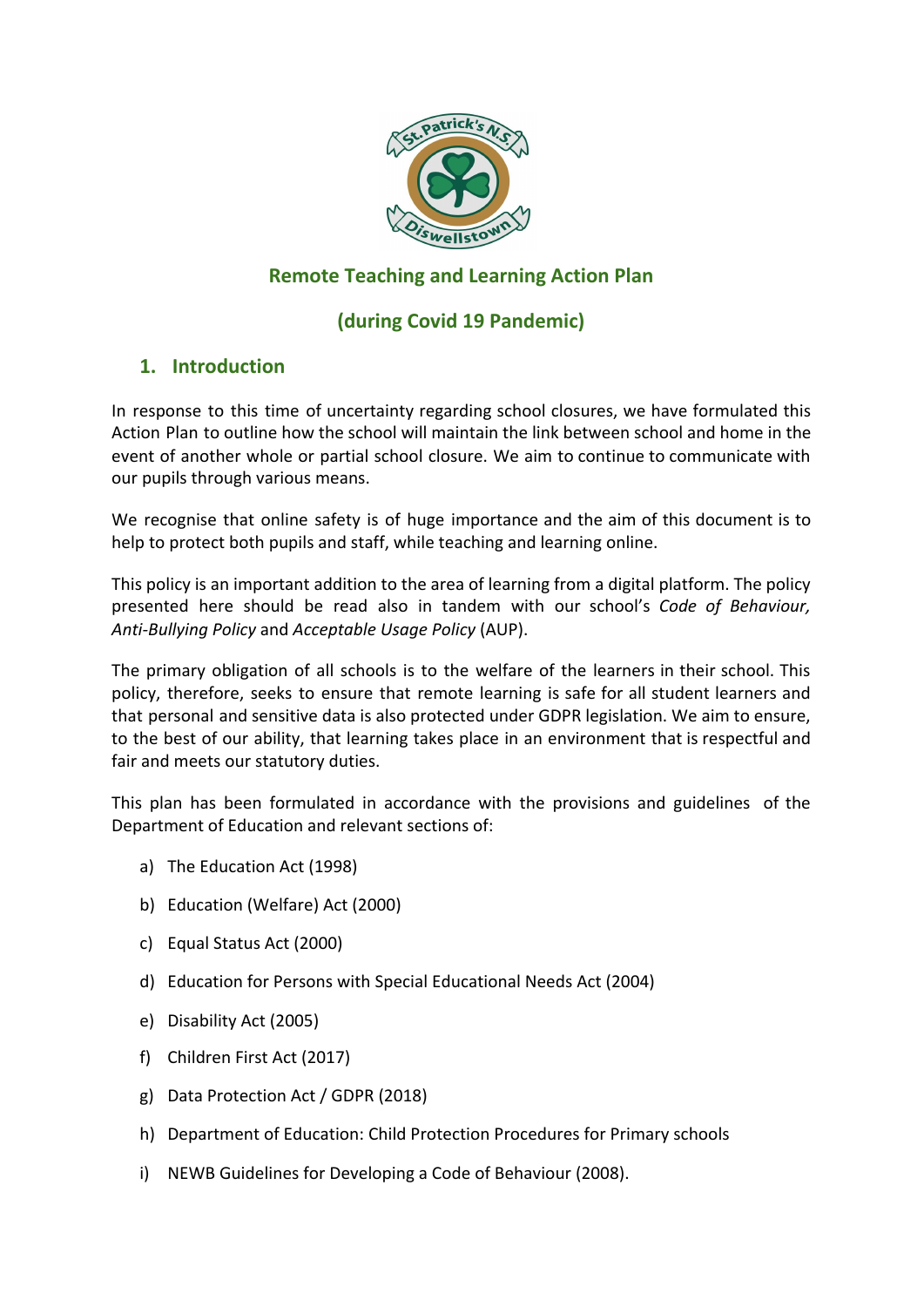# Remote Teaching and Learning Action Plan

# (during Covid 19 Pandemic)

## 1. Introduction

In response to this time of uncertainty regarding school closures, we have formulated this Action Plan to outline how the school will maintain the link between school and home in the event of another whole or partial school closure. We aim to continue to communicate with our pupils through various means.

We recognise that online safety is of huge importance and the aim of this document is to help to protect both pupils and staff, while teaching and learning online.

This policy is an important addition to the area of learning from a digital platform. The policy presented here should be read also in tandem with our school's *Code of Behaviour, Anti-Bullying Policy* and *Acceptable Usage Policy* (AUP).

The primary obligation of all schools is to the welfare of the learners in their school. This policy, therefore, seeks to ensure that remote learning is safe for all student learners and that personal and sensitive data is also protected under GDPR legislation. We aim to ensure, to the best of our ability, that learning takes place in an environment that is respectful and fair and meets our statutory duties.

This plan has been formulated in accordance with the provisions and guidelines of the Department of Education and relevant sections of:

a) The Education Act (1998)

b) Education (Welfare) Act (2000)

c) Equal Status Act (2000)

d) Education for Persons with Special Educational Needs Act (2004)

e) Disability Act (2005)

f) Children First Act (2017)

g) Data Protection Act / GDPR (2018)

h) Department of Education: Child Protection Procedures for Primary schools

i) NEWB Guidelines for Developing a Code of Behaviour (2008).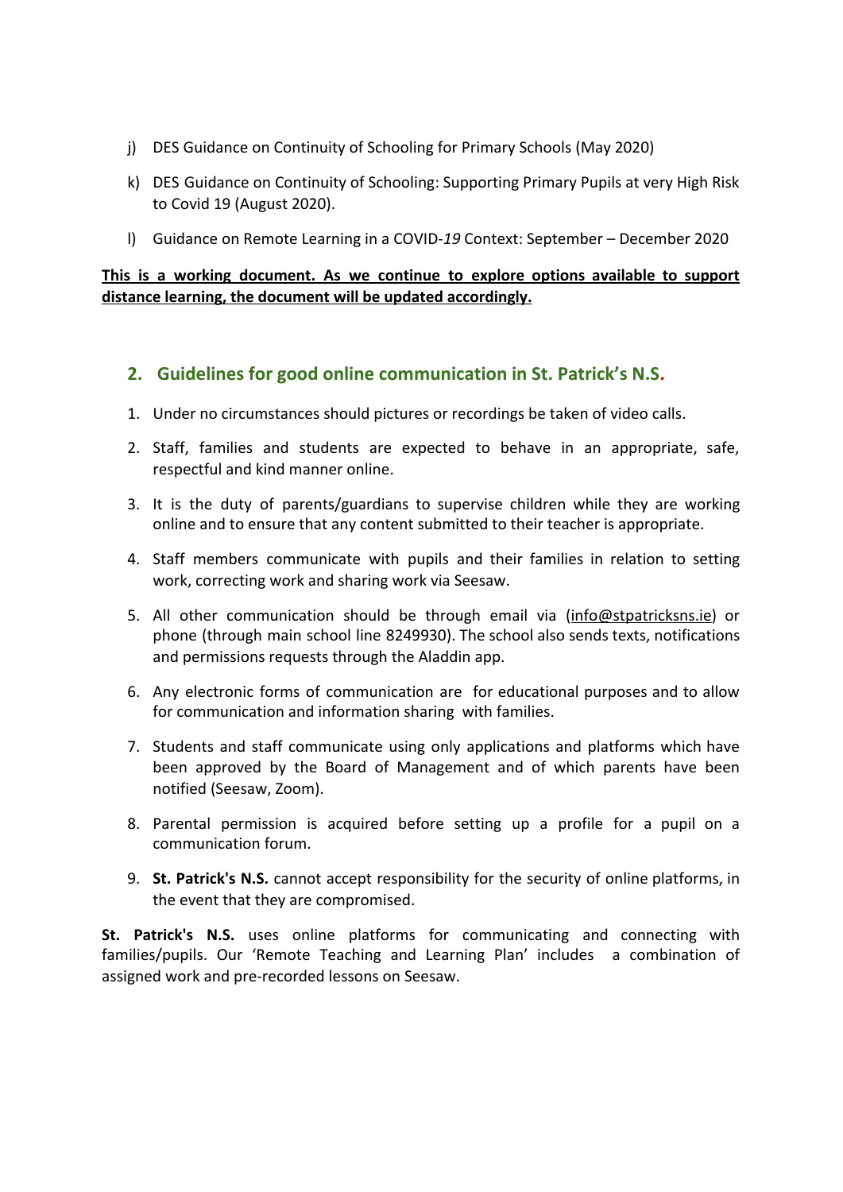j) DES Guidance on Continuity of Schooling for Primary Schools (May 2020)

k) DES Guidance on Continuity of Schooling: Supporting Primary Pupils at very High Risk to Covid 19 (August 2020).

l) Guidance on Remote Learning in a COVID-*19* Context: September – December 2020

**This is a working document. As we continue to explore options available to support distance learning, the document will be updated accordingly.**

## 2. Guidelines for good online communication in St. Patrick's N.S.

1. Under no circumstances should pictures or recordings be taken of video calls.
2. Staff, families and students are expected to behave in an appropriate, safe, respectful and kind manner online.
3. It is the duty of parents/guardians to supervise children while they are working online and to ensure that any content submitted to their teacher is appropriate.
4. Staff members communicate with pupils and their families in relation to setting work, correcting work and sharing work via Seesaw.
5. All other communication should be through email via (info@stpatricksns.ie) or phone (through main school line 8249930). The school also sends texts, notifications and permissions requests through the Aladdin app.
6. Any electronic forms of communication are for educational purposes and to allow for communication and information sharing with families.
7. Students and staff communicate using only applications and platforms which have been approved by the Board of Management and of which parents have been notified (Seesaw, Zoom).
8. Parental permission is acquired before setting up a profile for a pupil on a communication forum.
9. **St. Patrick's N.S.** cannot accept responsibility for the security of online platforms, in the event that they are compromised.

**St. Patrick's N.S.** uses online platforms for communicating and connecting with families/pupils. Our 'Remote Teaching and Learning Plan' includes a combination of assigned work and pre-recorded lessons on Seesaw.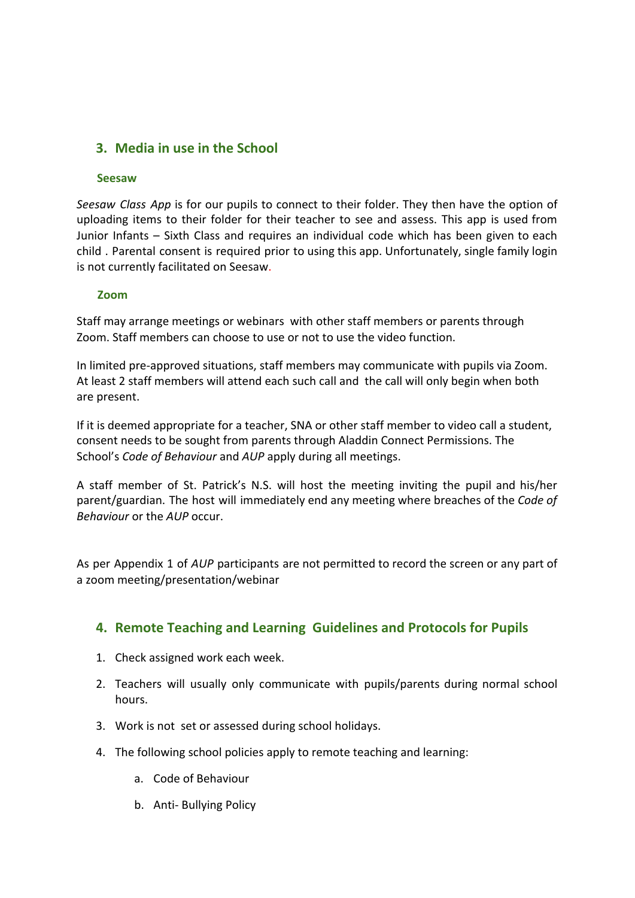## 3. Media in use in the School

### Seesaw

*Seesaw Class App* is for our pupils to connect to their folder. They then have the option of uploading items to their folder for their teacher to see and assess. This app is used from Junior Infants – Sixth Class and requires an individual code which has been given to each child . Parental consent is required prior to using this app. Unfortunately, single family login is not currently facilitated on Seesaw.

### Zoom

Staff may arrange meetings or webinars with other staff members or parents through Zoom. Staff members can choose to use or not to use the video function.

In limited pre-approved situations, staff members may communicate with pupils via Zoom. At least 2 staff members will attend each such call and the call will only begin when both are present.

If it is deemed appropriate for a teacher, SNA or other staff member to video call a student, consent needs to be sought from parents through Aladdin Connect Permissions. The School's *Code of Behaviour* and *AUP* apply during all meetings.

A staff member of St. Patrick's N.S. will host the meeting inviting the pupil and his/her parent/guardian. The host will immediately end any meeting where breaches of the *Code of Behaviour* or the *AUP* occur.

As per Appendix 1 of *AUP* participants are not permitted to record the screen or any part of a zoom meeting/presentation/webinar

## 4. Remote Teaching and Learning Guidelines and Protocols for Pupils

1. Check assigned work each week.
2. Teachers will usually only communicate with pupils/parents during normal school hours.
3. Work is not set or assessed during school holidays.
4. The following school policies apply to remote teaching and learning:
    a. Code of Behaviour
    b. Anti- Bullying Policy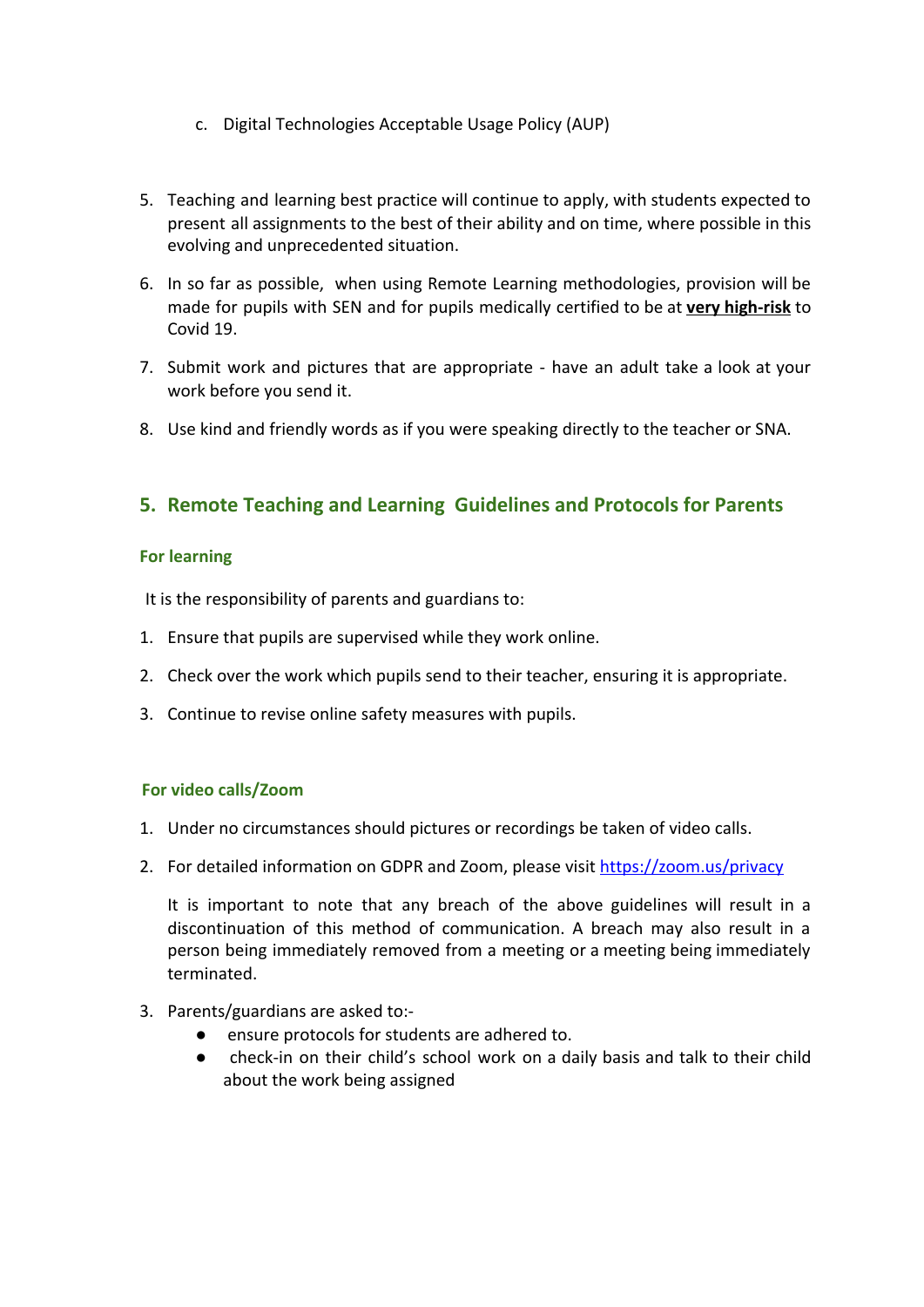c. Digital Technologies Acceptable Usage Policy (AUP)

5. Teaching and learning best practice will continue to apply, with students expected to present all assignments to the best of their ability and on time, where possible in this evolving and unprecedented situation.

6. In so far as possible, when using Remote Learning methodologies, provision will be made for pupils with SEN and for pupils medically certified to be at **very high-risk** to Covid 19.

7. Submit work and pictures that are appropriate - have an adult take a look at your work before you send it.

8. Use kind and friendly words as if you were speaking directly to the teacher or SNA.

## 5. Remote Teaching and Learning Guidelines and Protocols for Parents

### For learning

It is the responsibility of parents and guardians to:

1. Ensure that pupils are supervised while they work online.
2. Check over the work which pupils send to their teacher, ensuring it is appropriate.
3. Continue to revise online safety measures with pupils.

### For video calls/Zoom

1. Under no circumstances should pictures or recordings be taken of video calls.
2. For detailed information on GDPR and Zoom, please visit [https://zoom.us/privacy](https://zoom.us/privacy)

   It is important to note that any breach of the above guidelines will result in a discontinuation of this method of communication. A breach may also result in a person being immediately removed from a meeting or a meeting being immediately terminated.

3. Parents/guardians are asked to:-
   - ensure protocols for students are adhered to.
   - check-in on their child's school work on a daily basis and talk to their child about the work being assigned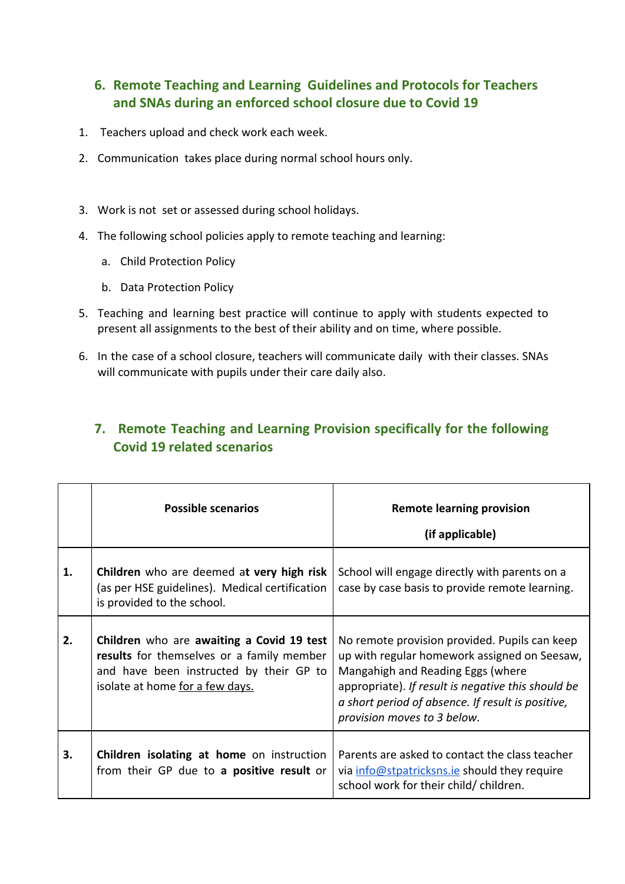## 6. Remote Teaching and Learning Guidelines and Protocols for Teachers and SNAs during an enforced school closure due to Covid 19

1. Teachers upload and check work each week.
2. Communication takes place during normal school hours only.
3. Work is not set or assessed during school holidays.
4. The following school policies apply to remote teaching and learning:
   a. Child Protection Policy
   b. Data Protection Policy
5. Teaching and learning best practice will continue to apply with students expected to present all assignments to the best of their ability and on time, where possible.
6. In the case of a school closure, teachers will communicate daily with their classes. SNAs will communicate with pupils under their care daily also.

## 7. Remote Teaching and Learning Provision specifically for the following Covid 19 related scenarios

| | **Possible scenarios** | **Remote learning provision (if applicable)** |
|---|---|---|
| **1.** | **Children** who are deemed a**t very high risk** (as per HSE guidelines). Medical certification is provided to the school. | School will engage directly with parents on a case by case basis to provide remote learning. |
| **2.** | **Children** who are **awaiting a Covid 19 test results** for themselves or a family member and have been instructed by their GP to isolate at home <u>for a few days.</u> | No remote provision provided. Pupils can keep up with regular homework assigned on Seesaw, Mangahigh and Reading Eggs (where appropriate). *If result is negative this should be a short period of absence. If result is positive, provision moves to 3 below.* |
| **3.** | **Children isolating at home** on instruction from their GP due to **a positive result** or | Parents are asked to contact the class teacher via info@stpatricksns.ie should they require school work for their child/ children. |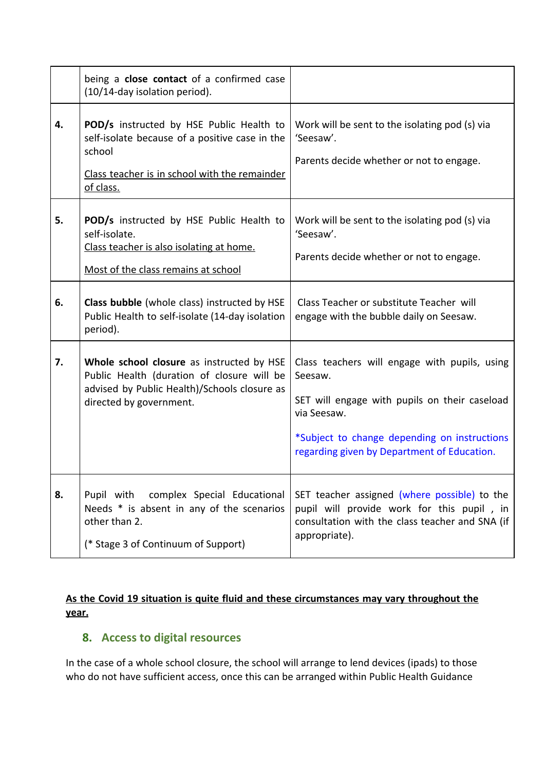| | | |
|---|---|---|
| | being a **close contact** of a confirmed case (10/14-day isolation period). | |
| **4.** | **POD/s** instructed by HSE Public Health to self-isolate because of a positive case in the school<br><br><u>Class teacher is in school with the remainder of class.</u> | Work will be sent to the isolating pod (s) via 'Seesaw'.<br><br>Parents decide whether or not to engage. |
| **5.** | **POD/s** instructed by HSE Public Health to self-isolate.<br><u>Class teacher is also isolating at home.</u><br><br><u>Most of the class remains at school</u> | Work will be sent to the isolating pod (s) via 'Seesaw'.<br><br>Parents decide whether or not to engage. |
| **6.** | **Class bubble** (whole class) instructed by HSE Public Health to self-isolate (14-day isolation period). | Class Teacher or substitute Teacher will engage with the bubble daily on Seesaw. |
| **7.** | **Whole school closure** as instructed by HSE Public Health (duration of closure will be advised by Public Health)/Schools closure as directed by government. | Class teachers will engage with pupils, using Seesaw.<br><br>SET will engage with pupils on their caseload via Seesaw.<br><br>*Subject to change depending on instructions regarding given by Department of Education. |
| **8.** | Pupil with complex Special Educational Needs * is absent in any of the scenarios other than 2.<br><br>(* Stage 3 of Continuum of Support) | SET teacher assigned (where possible) to the pupil will provide work for this pupil , in consultation with the class teacher and SNA (if appropriate). |

**<u>As the Covid 19 situation is quite fluid and these circumstances may vary throughout the year.</u>**

## 8. Access to digital resources

In the case of a whole school closure, the school will arrange to lend devices (ipads) to those who do not have sufficient access, once this can be arranged within Public Health Guidance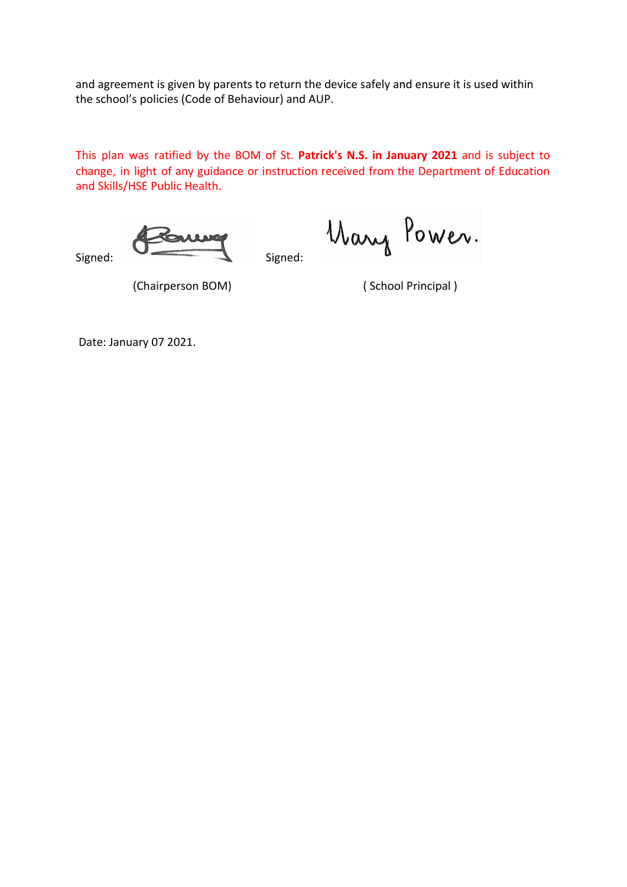and agreement is given by parents to return the device safely and ensure it is used within the school's policies (Code of Behaviour) and AUP.

This plan was ratified by the BOM of St. **Patrick's N.S. in January 2021** and is subject to change, in light of any guidance or instruction received from the Department of Education and Skills/HSE Public Health.

Signed: Signed: Mary Power.

(Chairperson BOM) ( School Principal )

Date: January 07 2021.